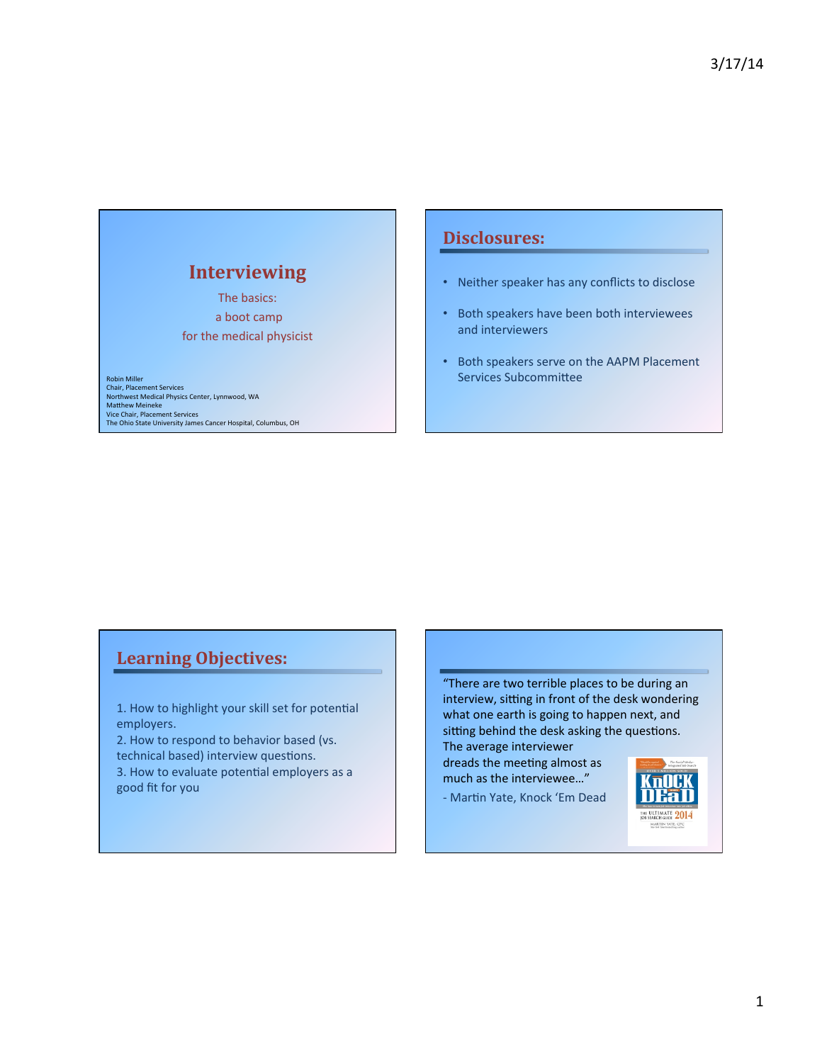# Interviewing

The basics:
a boot camp
for the medical physicist

Robin Miller
Chair, Placement Services
Northwest Medical Physics Center, Lynnwood, WA
Matthew Meineke
Vice Chair, Placement Services
The Ohio State University James Cancer Hospital, Columbus, OH

## Disclosures:

- Neither speaker has any conflicts to disclose
- Both speakers have been both interviewees and interviewers
- Both speakers serve on the AAPM Placement Services Subcommittee

## Learning Objectives:

1. How to highlight your skill set for potential employers.
2. How to respond to behavior based (vs. technical based) interview questions.
3. How to evaluate potential employers as a good fit for you

"There are two terrible places to be during an interview, sitting in front of the desk wondering what one earth is going to happen next, and sitting behind the desk asking the questions. The average interviewer dreads the meeting almost as much as the interviewee…"

- Martin Yate, Knock 'Em Dead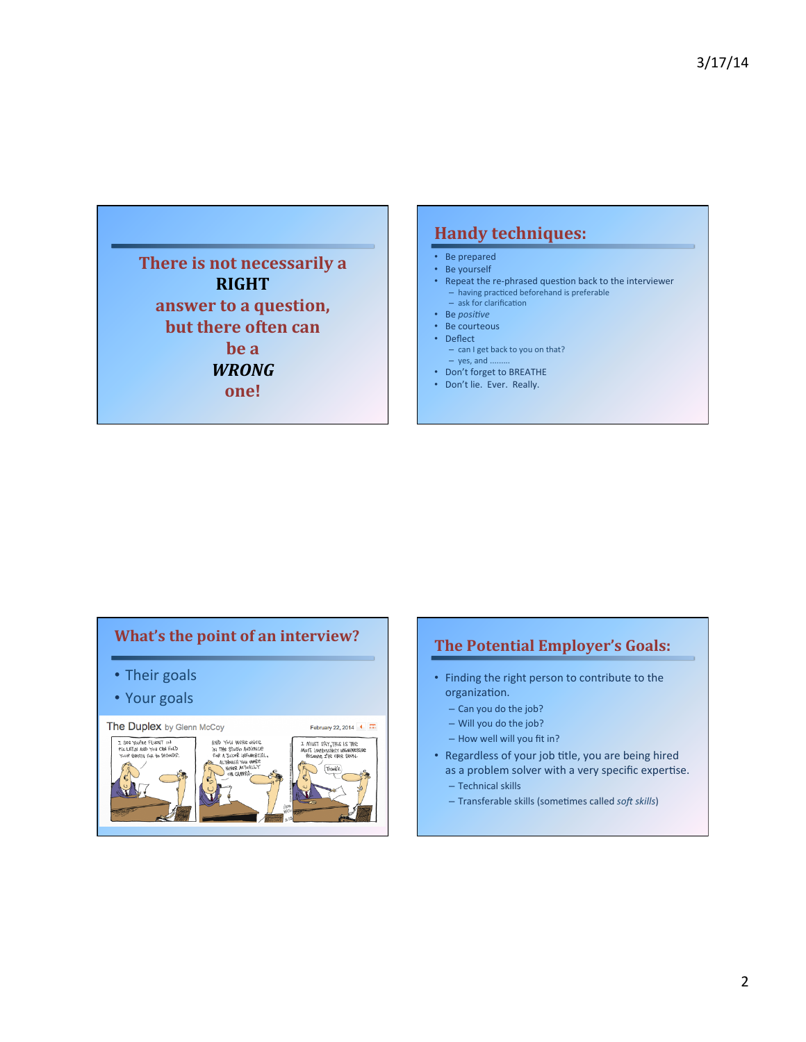There is not necessarily a **RIGHT** answer to a question, but there often can be a ***WRONG*** one!

## Handy techniques:

- Be prepared
- Be yourself
- Repeat the re-phrased question back to the interviewer
  - having practiced beforehand is preferable
  - ask for clarification
- Be *positive*
- Be courteous
- Deflect
  - can I get back to you on that?
  - yes, and .........
- Don't forget to BREATHE
- Don't lie. Ever. Really.

## What's the point of an interview?

- Their goals
- Your goals

## The Potential Employer's Goals:

- Finding the right person to contribute to the organization.
  - Can you do the job?
  - Will you do the job?
  - How well will you fit in?
- Regardless of your job title, you are being hired as a problem solver with a very specific expertise.
  - Technical skills
  - Transferable skills (sometimes called *soft skills*)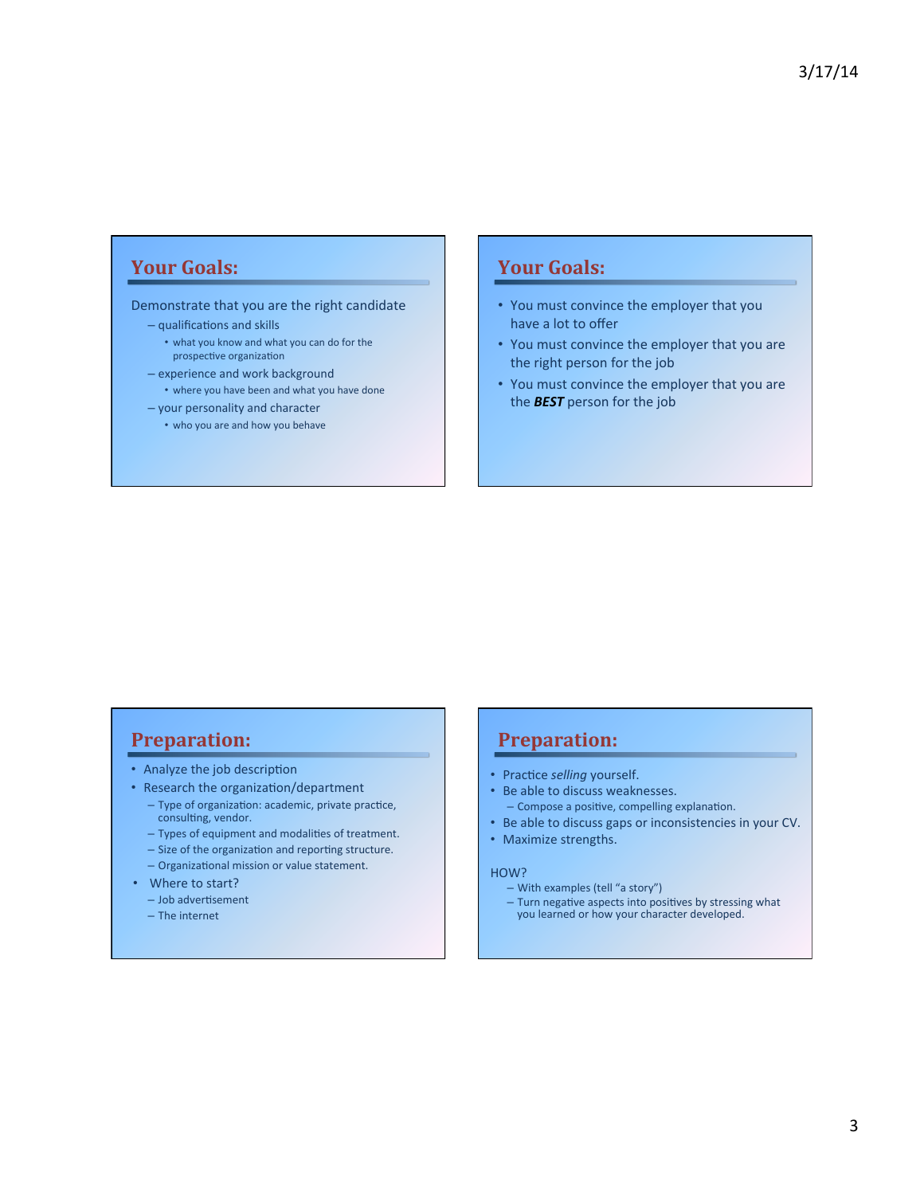## Your Goals:

Demonstrate that you are the right candidate

- qualifications and skills
  - what you know and what you can do for the prospective organization
- experience and work background
  - where you have been and what you have done
- your personality and character
  - who you are and how you behave

## Your Goals:

- You must convince the employer that you have a lot to offer
- You must convince the employer that you are the right person for the job
- You must convince the employer that you are the ***BEST*** person for the job

## Preparation:

- Analyze the job description
- Research the organization/department
  - Type of organization: academic, private practice, consulting, vendor.
  - Types of equipment and modalities of treatment.
  - Size of the organization and reporting structure.
  - Organizational mission or value statement.
- Where to start?
  - Job advertisement
  - The internet

## Preparation:

- Practice *selling* yourself.
- Be able to discuss weaknesses.
  - Compose a positive, compelling explanation.
- Be able to discuss gaps or inconsistencies in your CV.
- Maximize strengths.

HOW?

- With examples (tell "a story")
- Turn negative aspects into positives by stressing what you learned or how your character developed.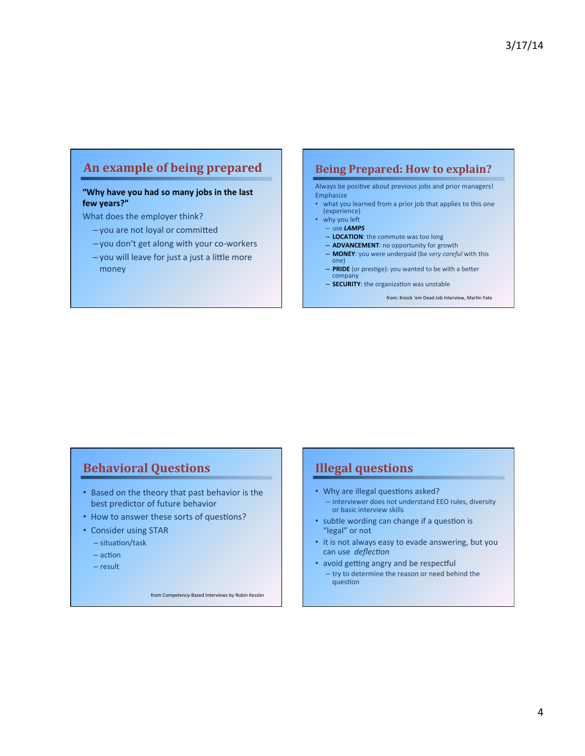## An example of being prepared

**"Why have you had so many jobs in the last few years?"**

What does the employer think?

- you are not loyal or committed
- you don't get along with your co-workers
- you will leave for just a just a little more money

## Being Prepared: How to explain?

Always be positive about previous jobs and prior managers!

Emphasize

- what you learned from a prior job that applies to this one (experience)
- why you left
  - use ***LAMPS***
  - **LOCATION**: the commute was too long
  - **ADVANCEMENT**: no opportunity for growth
  - **MONEY**: you were underpaid (be *very careful* with this one)
  - **PRIDE** (or prestige): you wanted to be with a better company
  - **SECURITY**: the organization was unstable

from: Knock 'em Dead Job Interview, Martin Yate

## Behavioral Questions

- Based on the theory that past behavior is the best predictor of future behavior
- How to answer these sorts of questions?
- Consider using STAR
  - situation/task
  - action
  - result

from Competency-Based Interviews by Robin Kessler

## Illegal questions

- Why are illegal questions asked?
  - interviewer does not understand EEO rules, diversity or basic interview skills
- subtle wording can change if a question is "legal" or not
- it is not always easy to evade answering, but you can use *deflection*
- avoid getting angry and be respectful
  - try to determine the reason or need behind the question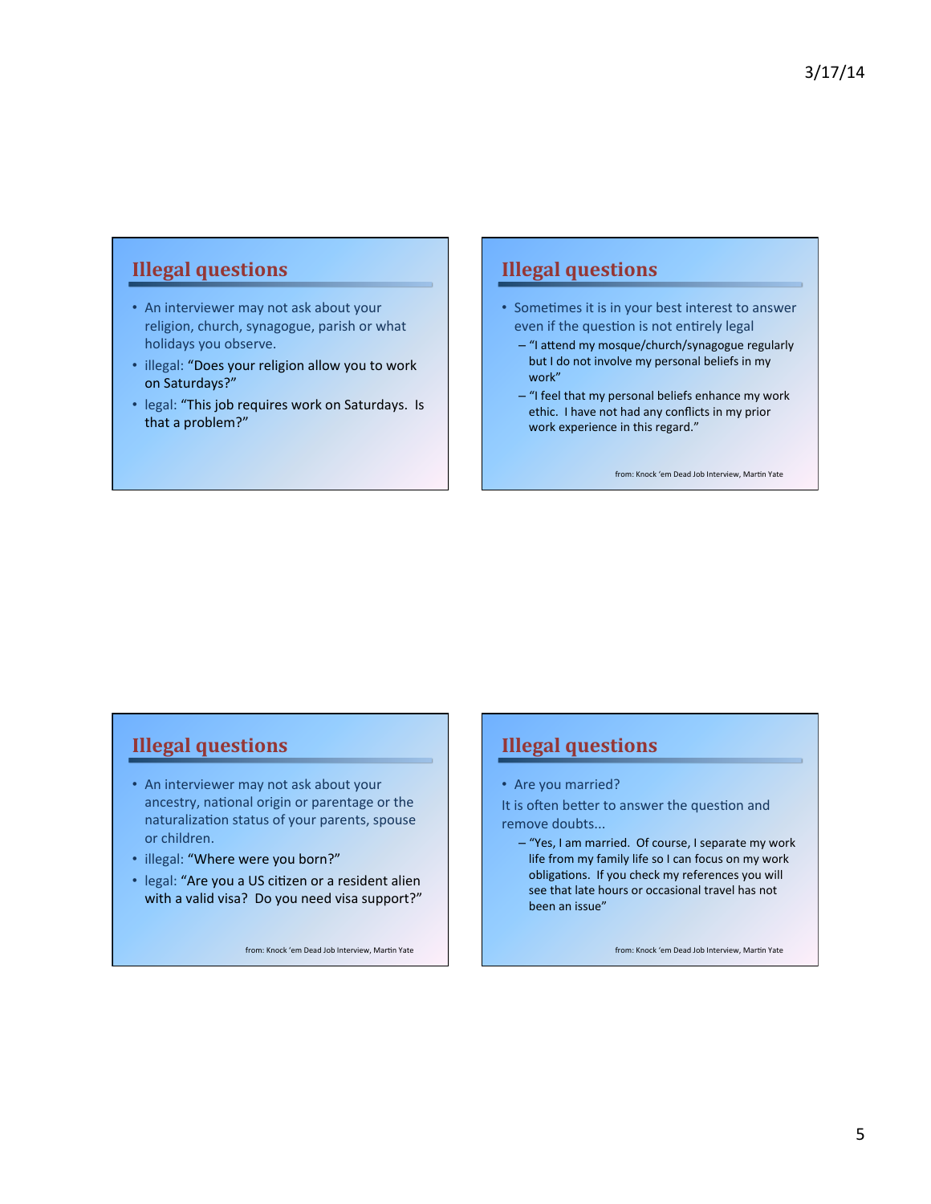## Illegal questions

- An interviewer may not ask about your religion, church, synagogue, parish or what holidays you observe.
- illegal: "Does your religion allow you to work on Saturdays?"
- legal: "This job requires work on Saturdays. Is that a problem?"

## Illegal questions

- Sometimes it is in your best interest to answer even if the question is not entirely legal
  - "I attend my mosque/church/synagogue regularly but I do not involve my personal beliefs in my work"
  - "I feel that my personal beliefs enhance my work ethic. I have not had any conflicts in my prior work experience in this regard."

from: Knock 'em Dead Job Interview, Martin Yate

## Illegal questions

- An interviewer may not ask about your ancestry, national origin or parentage or the naturalization status of your parents, spouse or children.
- illegal: "Where were you born?"
- legal: "Are you a US citizen or a resident alien with a valid visa? Do you need visa support?"

from: Knock 'em Dead Job Interview, Martin Yate

## Illegal questions

- Are you married?

It is often better to answer the question and remove doubts...

  - "Yes, I am married. Of course, I separate my work life from my family life so I can focus on my work obligations. If you check my references you will see that late hours or occasional travel has not been an issue"

from: Knock 'em Dead Job Interview, Martin Yate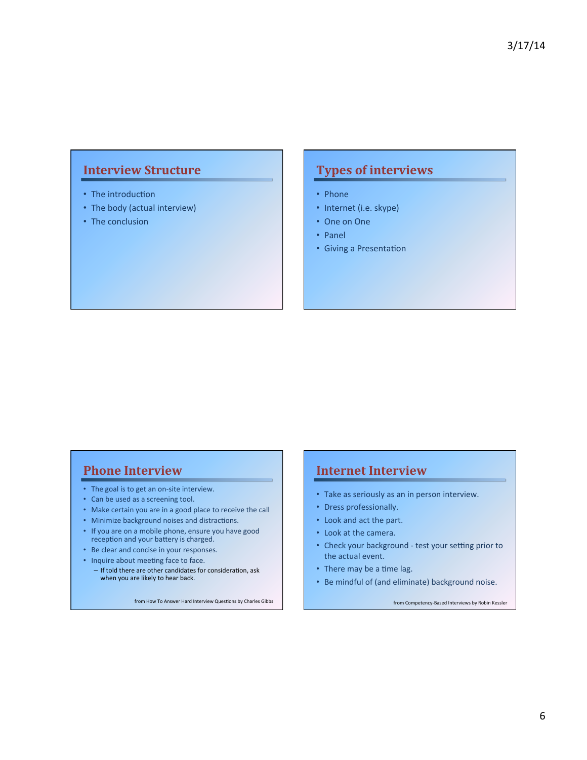## Interview Structure

- The introduction
- The body (actual interview)
- The conclusion

## Types of interviews

- Phone
- Internet (i.e. skype)
- One on One
- Panel
- Giving a Presentation

## Phone Interview

- The goal is to get an on-site interview.
- Can be used as a screening tool.
- Make certain you are in a good place to receive the call
- Minimize background noises and distractions.
- If you are on a mobile phone, ensure you have good reception and your battery is charged.
- Be clear and concise in your responses.
- Inquire about meeting face to face.
  - If told there are other candidates for consideration, ask when you are likely to hear back.

from How To Answer Hard Interview Questions by Charles Gibbs

## Internet Interview

- Take as seriously as an in person interview.
- Dress professionally.
- Look and act the part.
- Look at the camera.
- Check your background - test your setting prior to the actual event.
- There may be a time lag.
- Be mindful of (and eliminate) background noise.

from Competency-Based Interviews by Robin Kessler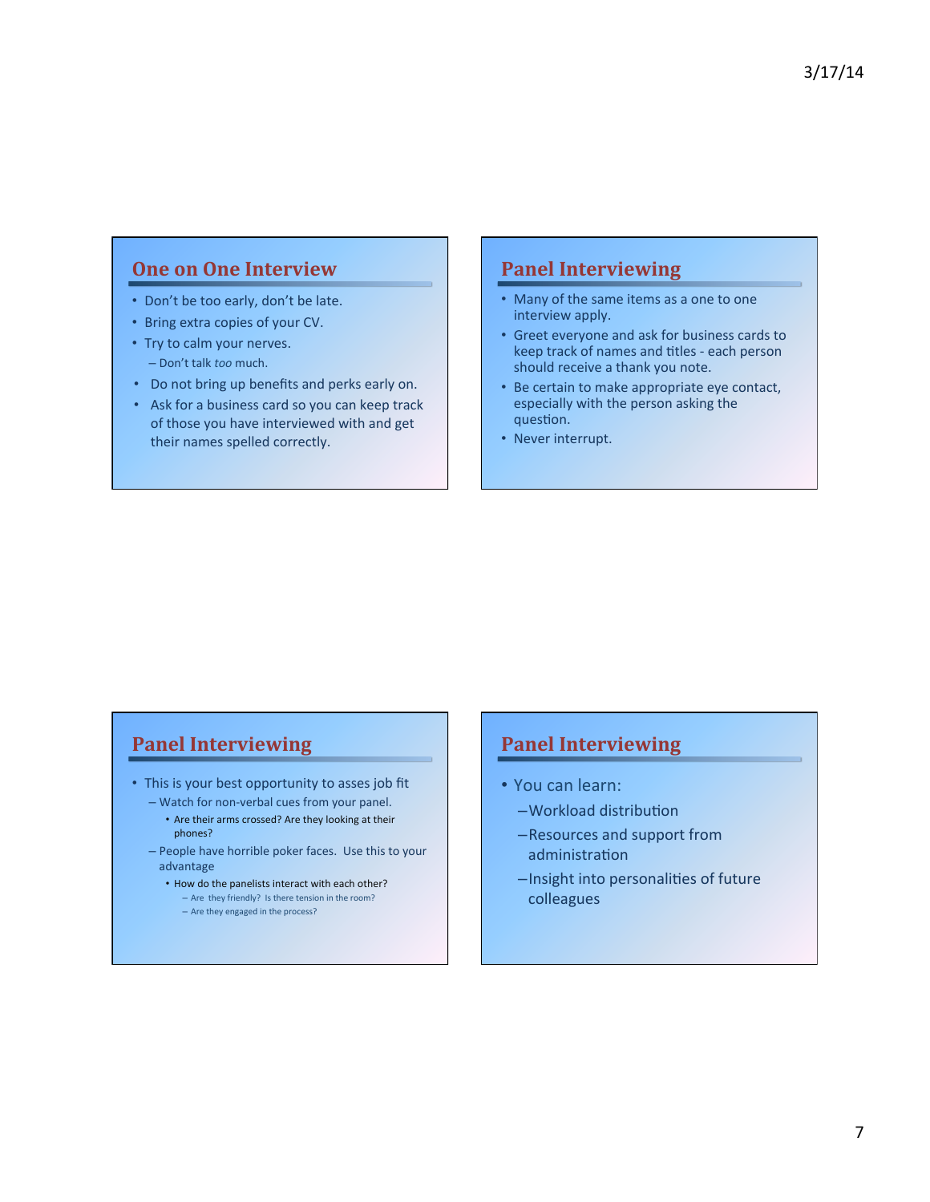## One on One Interview

- Don't be too early, don't be late.
- Bring extra copies of your CV.
- Try to calm your nerves.
  - Don't talk *too* much.
- Do not bring up benefits and perks early on.
- Ask for a business card so you can keep track of those you have interviewed with and get their names spelled correctly.

## Panel Interviewing

- Many of the same items as a one to one interview apply.
- Greet everyone and ask for business cards to keep track of names and titles - each person should receive a thank you note.
- Be certain to make appropriate eye contact, especially with the person asking the question.
- Never interrupt.

## Panel Interviewing

- This is your best opportunity to asses job fit
  - Watch for non-verbal cues from your panel.
    - Are their arms crossed? Are they looking at their phones?
  - People have horrible poker faces. Use this to your advantage
    - How do the panelists interact with each other?
      - Are they friendly? Is there tension in the room?
      - Are they engaged in the process?

## Panel Interviewing

- You can learn:
  - Workload distribution
  - Resources and support from administration
  - Insight into personalities of future colleagues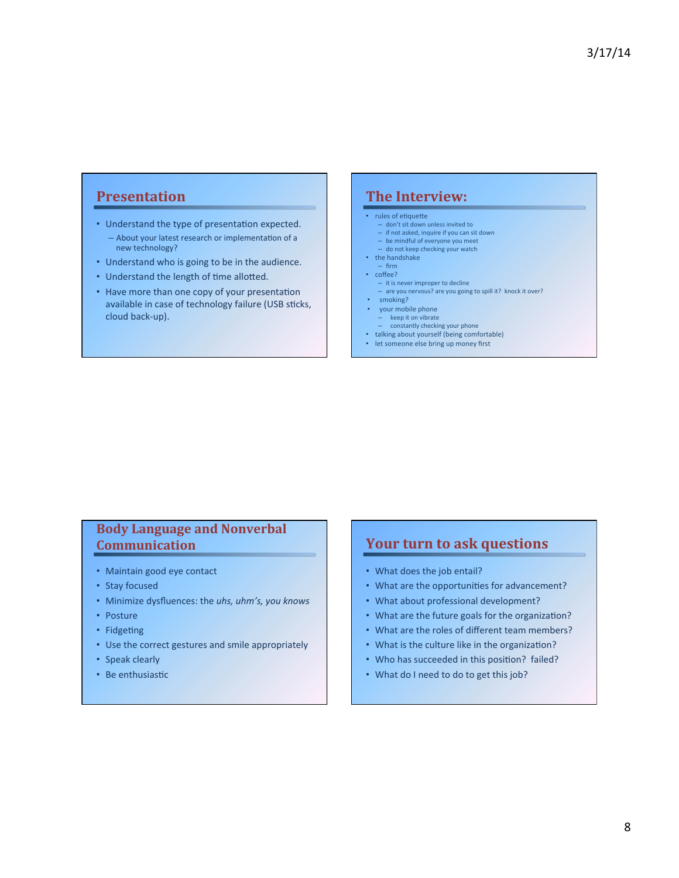## Presentation

- Understand the type of presentation expected.
  - About your latest research or implementation of a new technology?
- Understand who is going to be in the audience.
- Understand the length of time allotted.
- Have more than one copy of your presentation available in case of technology failure (USB sticks, cloud back-up).

## The Interview:

- rules of etiquette
  - don't sit down unless invited to
  - if not asked, inquire if you can sit down
  - be mindful of everyone you meet
  - do not keep checking your watch
- the handshake
  - firm
- coffee?
  - it is never improper to decline
  - are you nervous? are you going to spill it? knock it over?
- smoking?
- your mobile phone
  - keep it on vibrate
  - constantly checking your phone
- talking about yourself (being comfortable)
- let someone else bring up money first

## Body Language and Nonverbal Communication

- Maintain good eye contact
- Stay focused
- Minimize dysfluences: the *uhs, uhm's, you knows*
- Posture
- Fidgeting
- Use the correct gestures and smile appropriately
- Speak clearly
- Be enthusiastic

## Your turn to ask questions

- What does the job entail?
- What are the opportunities for advancement?
- What about professional development?
- What are the future goals for the organization?
- What are the roles of different team members?
- What is the culture like in the organization?
- Who has succeeded in this position? failed?
- What do I need to do to get this job?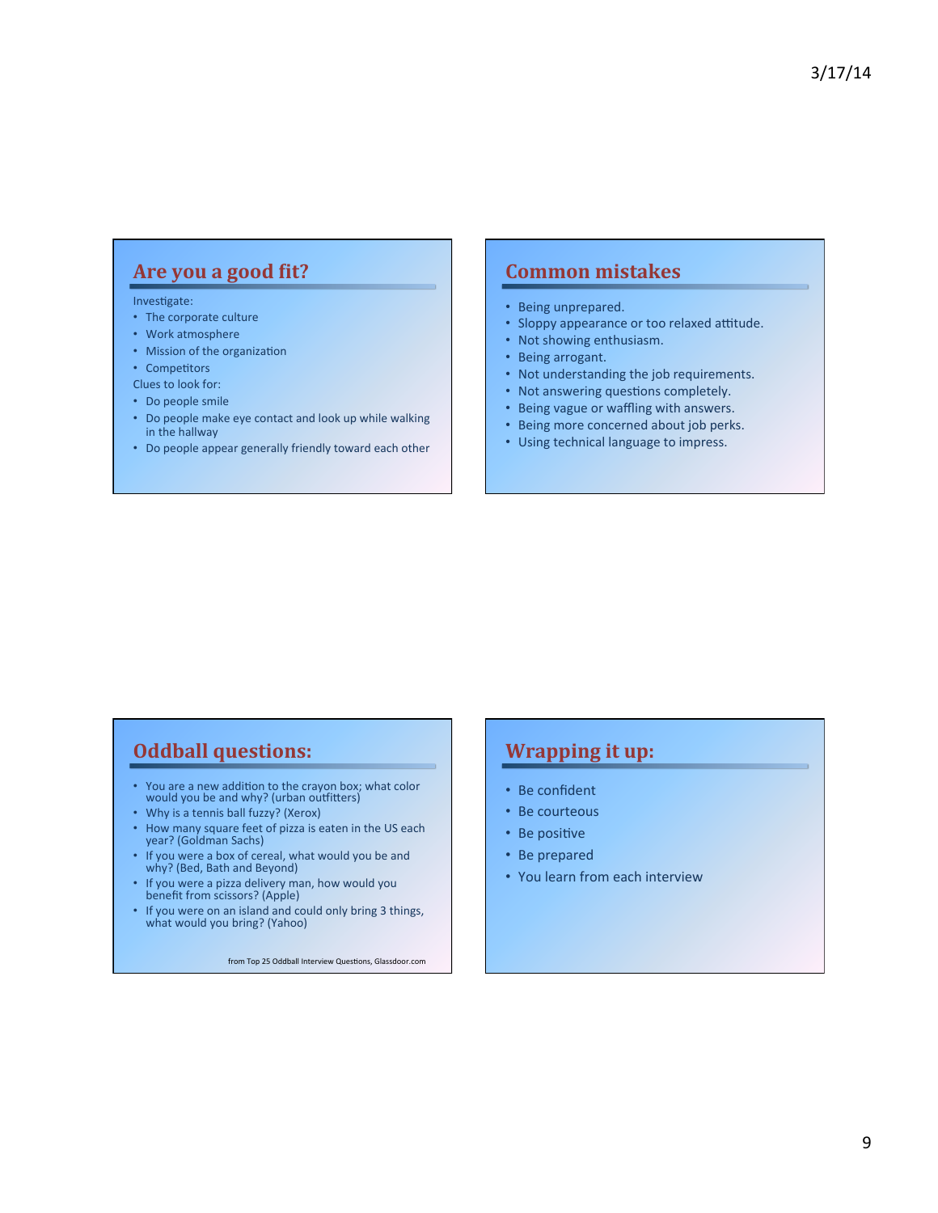## Are you a good fit?

Investigate:

- The corporate culture
- Work atmosphere
- Mission of the organization
- Competitors

Clues to look for:

- Do people smile
- Do people make eye contact and look up while walking in the hallway
- Do people appear generally friendly toward each other

## Common mistakes

- Being unprepared.
- Sloppy appearance or too relaxed attitude.
- Not showing enthusiasm.
- Being arrogant.
- Not understanding the job requirements.
- Not answering questions completely.
- Being vague or waffling with answers.
- Being more concerned about job perks.
- Using technical language to impress.

## Oddball questions:

- You are a new addition to the crayon box; what color would you be and why? (urban outfitters)
- Why is a tennis ball fuzzy? (Xerox)
- How many square feet of pizza is eaten in the US each year? (Goldman Sachs)
- If you were a box of cereal, what would you be and why? (Bed, Bath and Beyond)
- If you were a pizza delivery man, how would you benefit from scissors? (Apple)
- If you were on an island and could only bring 3 things, what would you bring? (Yahoo)

from Top 25 Oddball Interview Questions, Glassdoor.com

## Wrapping it up:

- Be confident
- Be courteous
- Be positive
- Be prepared
- You learn from each interview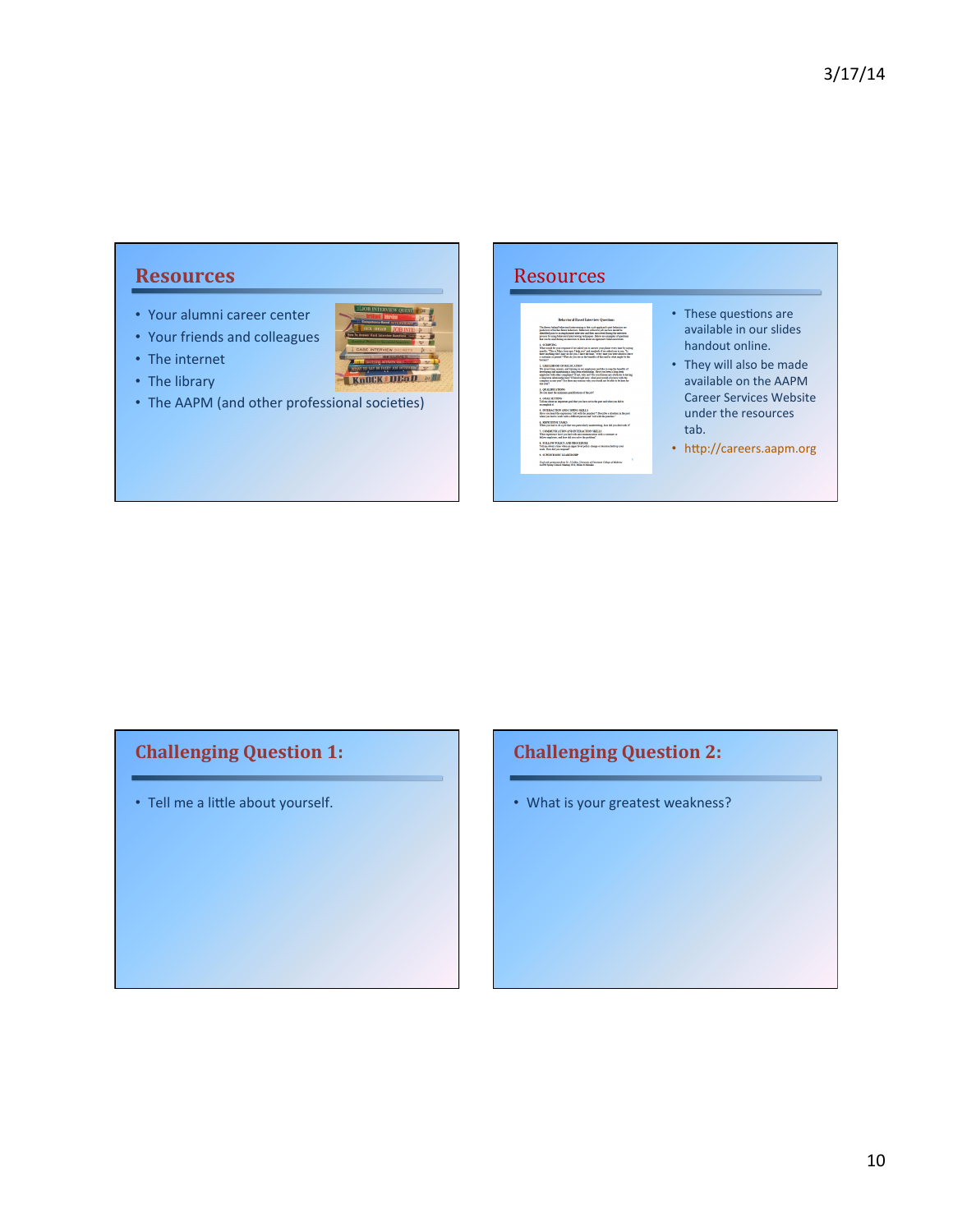## Resources

- Your alumni career center
- Your friends and colleagues
- The internet
- The library
- The AAPM (and other professional societies)

## Resources

- These questions are available in our slides handout online.
- They will also be made available on the AAPM Career Services Website under the resources tab.
- http://careers.aapm.org

## Challenging Question 1:

- Tell me a little about yourself.

## Challenging Question 2:

- What is your greatest weakness?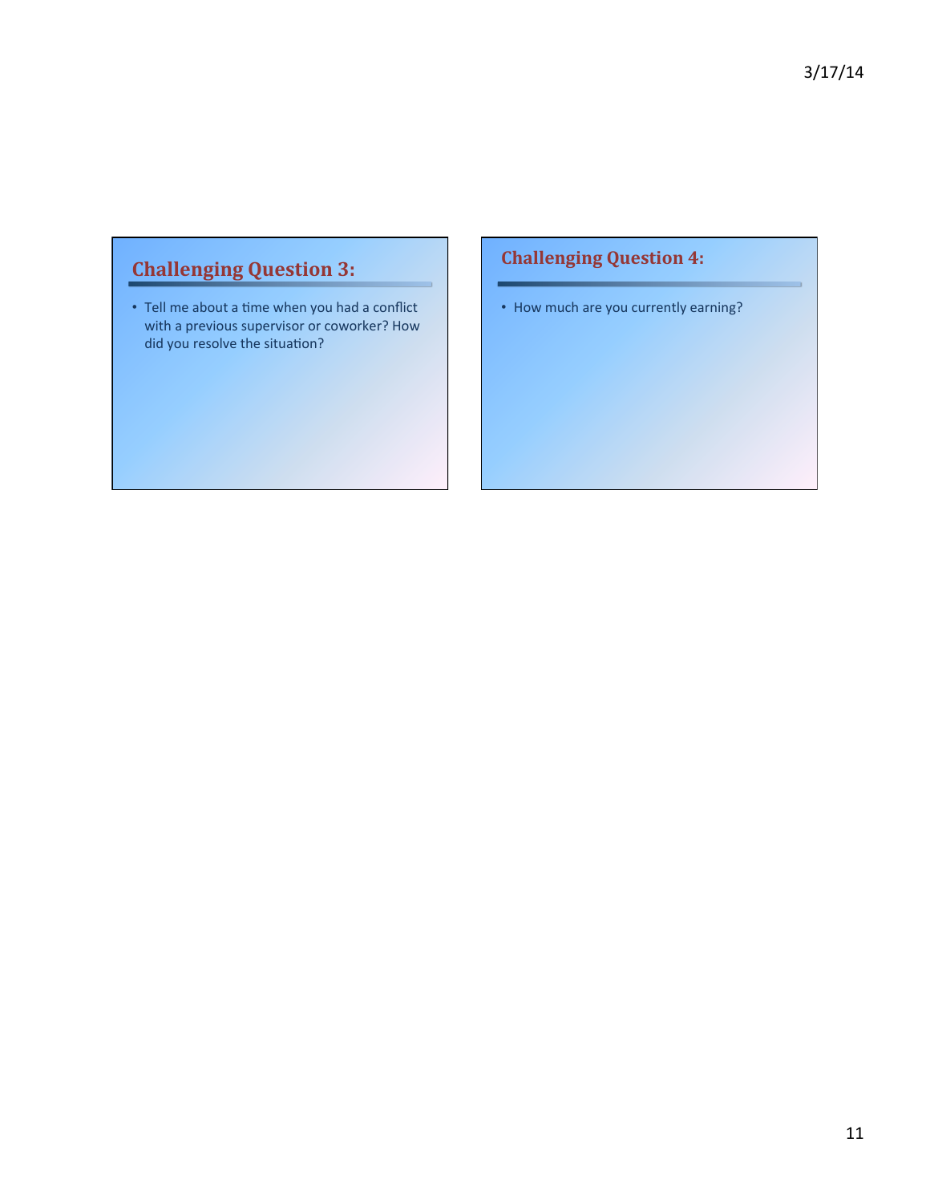## Challenging Question 3:

- Tell me about a time when you had a conflict with a previous supervisor or coworker? How did you resolve the situation?

## Challenging Question 4:

- How much are you currently earning?